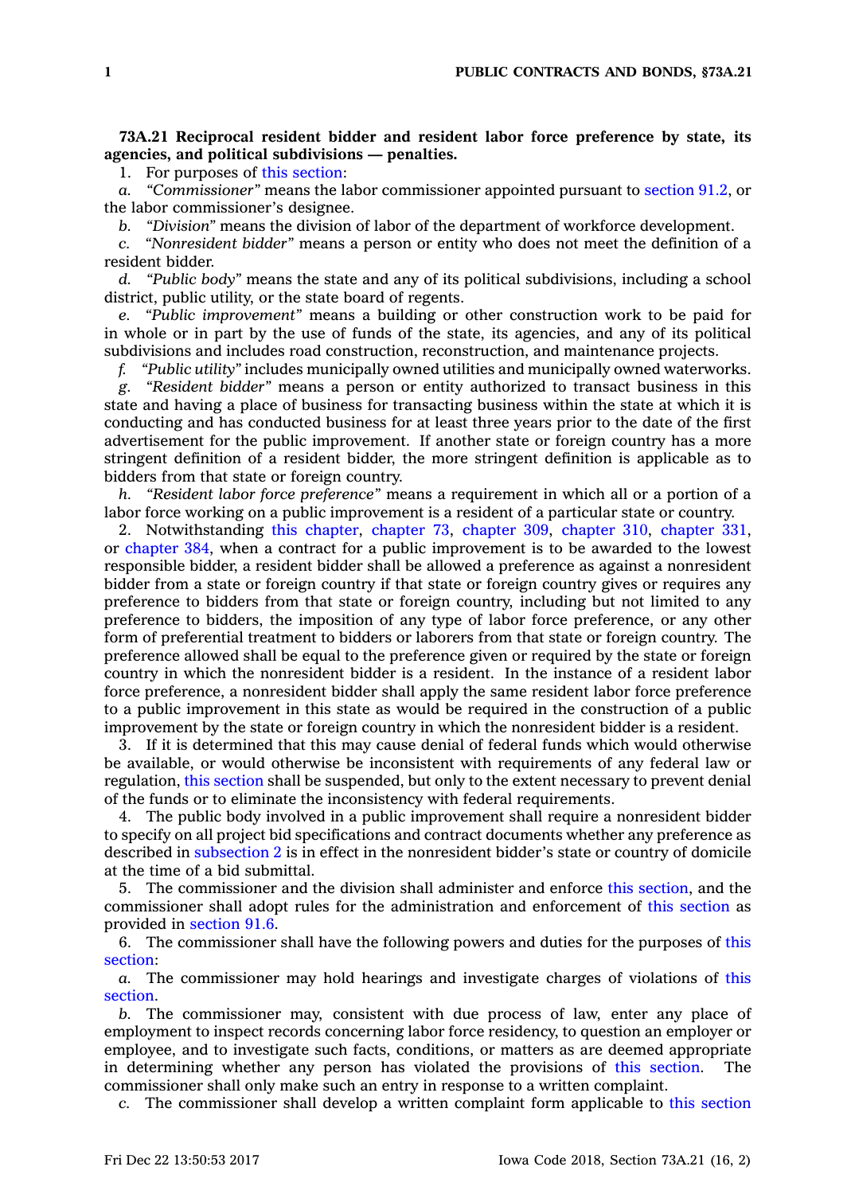**73A.21 Reciprocal resident bidder and resident labor force preference by state, its agencies, and political subdivisions — penalties.**

1. For purposes of this section:

*a. "Commissioner"* means the labor commissioner appointed pursuant to section 91.2, or the labor commissioner's designee.

*b. "Division"* means the division of labor of the department of workforce development.

*c. "Nonresident bidder"* means a person or entity who does not meet the definition of a resident bidder.

*d. "Public body"* means the state and any of its political subdivisions, including a school district, public utility, or the state board of regents.

*e. "Public improvement"* means a building or other construction work to be paid for in whole or in part by the use of funds of the state, its agencies, and any of its political subdivisions and includes road construction, reconstruction, and maintenance projects.

*f. "Public utility"* includes municipally owned utilities and municipally owned waterworks.

*g. "Resident bidder"* means a person or entity authorized to transact business in this state and having a place of business for transacting business within the state at which it is conducting and has conducted business for at least three years prior to the date of the first advertisement for the public improvement. If another state or foreign country has a more stringent definition of a resident bidder, the more stringent definition is applicable as to bidders from that state or foreign country.

*h. "Resident labor force preference"* means a requirement in which all or a portion of a labor force working on a public improvement is a resident of a particular state or country.

2. Notwithstanding this chapter, chapter 73, chapter 309, chapter 310, chapter 331, or chapter 384, when a contract for a public improvement is to be awarded to the lowest responsible bidder, a resident bidder shall be allowed a preference as against a nonresident bidder from a state or foreign country if that state or foreign country gives or requires any preference to bidders from that state or foreign country, including but not limited to any preference to bidders, the imposition of any type of labor force preference, or any other form of preferential treatment to bidders or laborers from that state or foreign country. The preference allowed shall be equal to the preference given or required by the state or foreign country in which the nonresident bidder is a resident. In the instance of a resident labor force preference, a nonresident bidder shall apply the same resident labor force preference to a public improvement in this state as would be required in the construction of a public improvement by the state or foreign country in which the nonresident bidder is a resident.

3. If it is determined that this may cause denial of federal funds which would otherwise be available, or would otherwise be inconsistent with requirements of any federal law or regulation, this section shall be suspended, but only to the extent necessary to prevent denial of the funds or to eliminate the inconsistency with federal requirements.

4. The public body involved in a public improvement shall require a nonresident bidder to specify on all project bid specifications and contract documents whether any preference as described in subsection 2 is in effect in the nonresident bidder's state or country of domicile at the time of a bid submittal.

5. The commissioner and the division shall administer and enforce this section, and the commissioner shall adopt rules for the administration and enforcement of this section as provided in section 91.6.

6. The commissioner shall have the following powers and duties for the purposes of this section:

*a.* The commissioner may hold hearings and investigate charges of violations of this section.

*b.* The commissioner may, consistent with due process of law, enter any place of employment to inspect records concerning labor force residency, to question an employer or employee, and to investigate such facts, conditions, or matters as are deemed appropriate in determining whether any person has violated the provisions of this section. The commissioner shall only make such an entry in response to a written complaint.

*c.* The commissioner shall develop a written complaint form applicable to this section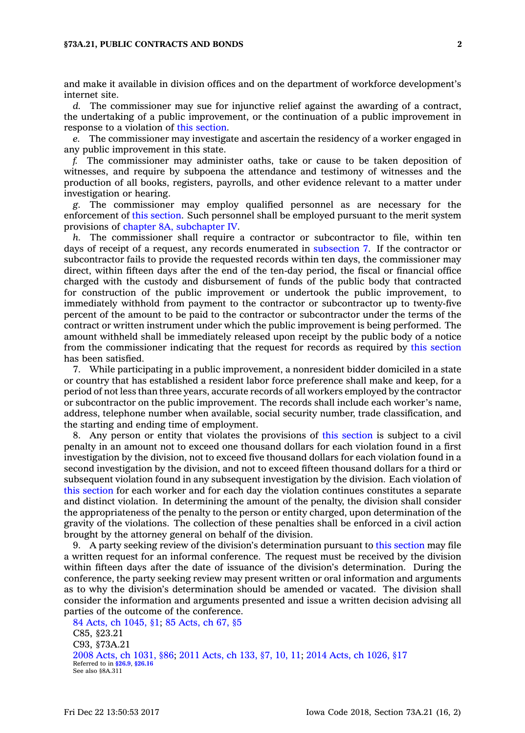and make it available in division offices and on the department of workforce development's internet site.

*d.* The commissioner may sue for injunctive relief against the awarding of a contract, the undertaking of a public improvement, or the continuation of a public improvement in response to a violation of this section.

*e.* The commissioner may investigate and ascertain the residency of a worker engaged in any public improvement in this state.

*f.* The commissioner may administer oaths, take or cause to be taken deposition of witnesses, and require by subpoena the attendance and testimony of witnesses and the production of all books, registers, payrolls, and other evidence relevant to a matter under investigation or hearing.

*g.* The commissioner may employ qualified personnel as are necessary for the enforcement of this section. Such personnel shall be employed pursuant to the merit system provisions of chapter 8A, subchapter IV.

*h.* The commissioner shall require a contractor or subcontractor to file, within ten days of receipt of a request, any records enumerated in subsection 7. If the contractor or subcontractor fails to provide the requested records within ten days, the commissioner may direct, within fifteen days after the end of the ten-day period, the fiscal or financial office charged with the custody and disbursement of funds of the public body that contracted for construction of the public improvement or undertook the public improvement, to immediately withhold from payment to the contractor or subcontractor up to twenty-five percent of the amount to be paid to the contractor or subcontractor under the terms of the contract or written instrument under which the public improvement is being performed. The amount withheld shall be immediately released upon receipt by the public body of a notice from the commissioner indicating that the request for records as required by this section has been satisfied.

7. While participating in a public improvement, a nonresident bidder domiciled in a state or country that has established a resident labor force preference shall make and keep, for a period of not less than three years, accurate records of all workers employed by the contractor or subcontractor on the public improvement. The records shall include each worker's name, address, telephone number when available, social security number, trade classification, and the starting and ending time of employment.

8. Any person or entity that violates the provisions of this section is subject to a civil penalty in an amount not to exceed one thousand dollars for each violation found in a first investigation by the division, not to exceed five thousand dollars for each violation found in a second investigation by the division, and not to exceed fifteen thousand dollars for a third or subsequent violation found in any subsequent investigation by the division. Each violation of this section for each worker and for each day the violation continues constitutes a separate and distinct violation. In determining the amount of the penalty, the division shall consider the appropriateness of the penalty to the person or entity charged, upon determination of the gravity of the violations. The collection of these penalties shall be enforced in a civil action brought by the attorney general on behalf of the division.

9. A party seeking review of the division's determination pursuant to this section may file a written request for an informal conference. The request must be received by the division within fifteen days after the date of issuance of the division's determination. During the conference, the party seeking review may present written or oral information and arguments as to why the division's determination should be amended or vacated. The division shall consider the information and arguments presented and issue a written decision advising all parties of the outcome of the conference.

84 Acts, ch 1045, §1; 85 Acts, ch 67, §5
C85, §23.21
C93, §73A.21
2008 Acts, ch 1031, §86; 2011 Acts, ch 133, §7, 10, 11; 2014 Acts, ch 1026, §17
Referred to in **§26.9, §26.16**
See also §8A.311